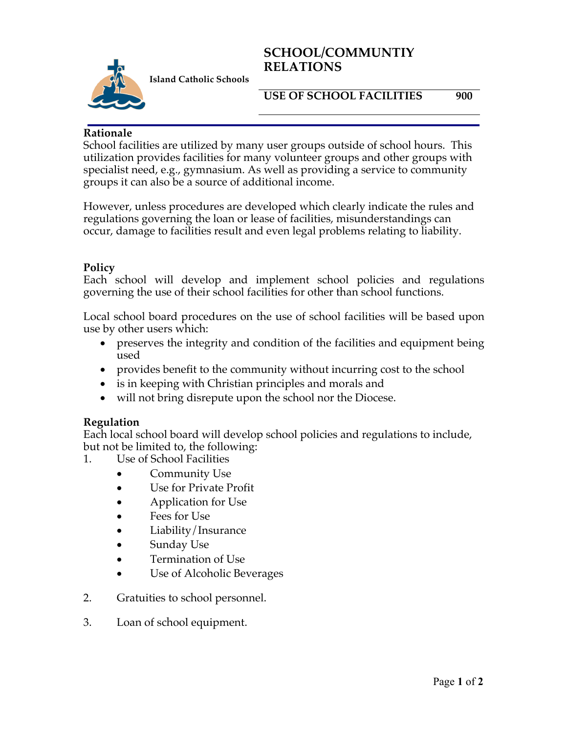**Island Catholic Schools**

# SCHOOL/COMMUNTIY RELATIONS

## USE OF SCHOOL FACILITIES 900

### Rationale

School facilities are utilized by many user groups outside of school hours. This utilization provides facilities for many volunteer groups and other groups with specialist need, e.g., gymnasium. As well as providing a service to community groups it can also be a source of additional income.

However, unless procedures are developed which clearly indicate the rules and regulations governing the loan or lease of facilities, misunderstandings can occur, damage to facilities result and even legal problems relating to liability.

### Policy

Each school will develop and implement school policies and regulations governing the use of their school facilities for other than school functions.

Local school board procedures on the use of school facilities will be based upon use by other users which:

- preserves the integrity and condition of the facilities and equipment being used
- provides benefit to the community without incurring cost to the school
- is in keeping with Christian principles and morals and
- will not bring disrepute upon the school nor the Diocese.

### Regulation

Each local school board will develop school policies and regulations to include, but not be limited to, the following:

1. Use of School Facilities
   - Community Use
   - Use for Private Profit
   - Application for Use
   - Fees for Use
   - Liability/Insurance
   - Sunday Use
   - Termination of Use
   - Use of Alcoholic Beverages

2. Gratuities to school personnel.

3. Loan of school equipment.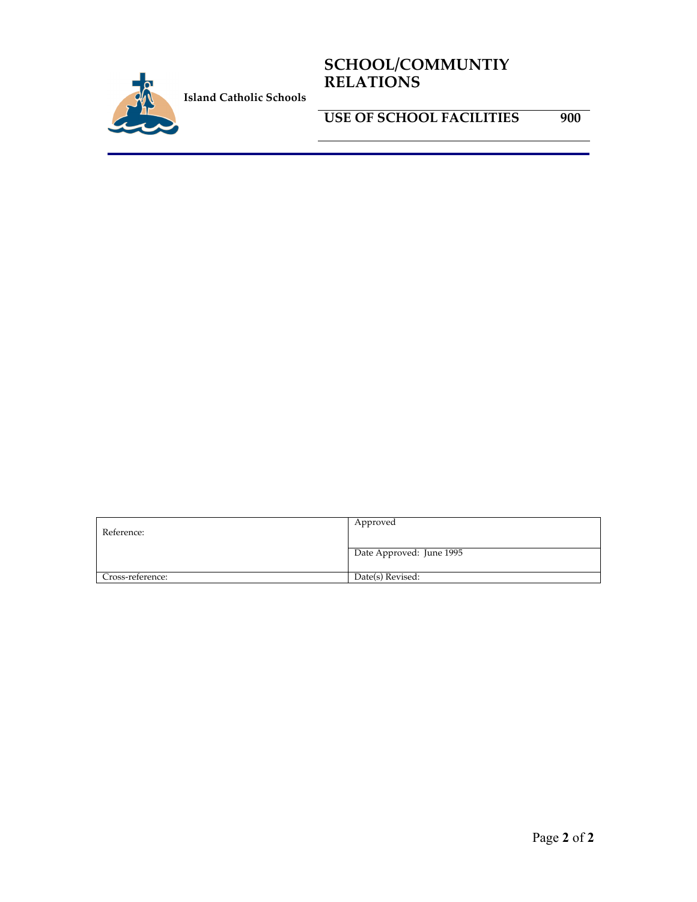Island Catholic Schools

# SCHOOL/COMMUNTIY RELATIONS

## USE OF SCHOOL FACILITIES 900

| | |
|---|---|
| Reference: | Approved |
| | Date Approved: June 1995 |
| Cross-reference: | Date(s) Revised: |